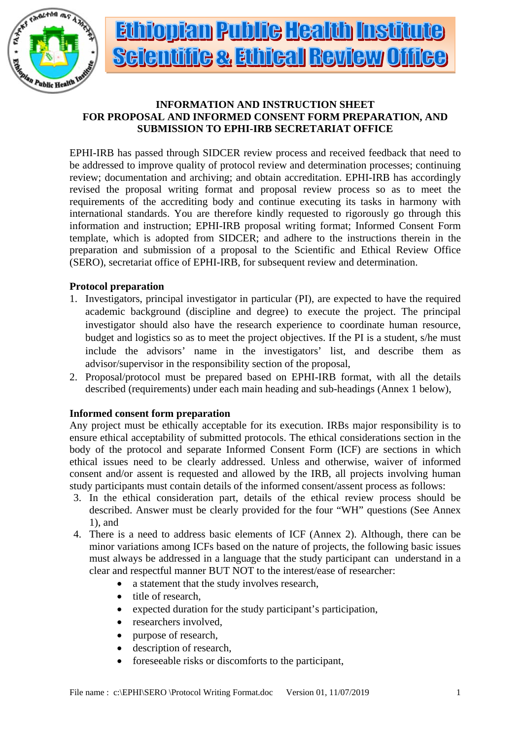# Ethiopian Public Health Institute
# Scientific & Ethical Review Office

**INFORMATION AND INSTRUCTION SHEET FOR PROPOSAL AND INFORMED CONSENT FORM PREPARATION, AND SUBMISSION TO EPHI-IRB SECRETARIAT OFFICE**

EPHI-IRB has passed through SIDCER review process and received feedback that need to be addressed to improve quality of protocol review and determination processes; continuing review; documentation and archiving; and obtain accreditation. EPHI-IRB has accordingly revised the proposal writing format and proposal review process so as to meet the requirements of the accrediting body and continue executing its tasks in harmony with international standards. You are therefore kindly requested to rigorously go through this information and instruction; EPHI-IRB proposal writing format; Informed Consent Form template, which is adopted from SIDCER; and adhere to the instructions therein in the preparation and submission of a proposal to the Scientific and Ethical Review Office (SERO), secretariat office of EPHI-IRB, for subsequent review and determination.

**Protocol preparation**

1. Investigators, principal investigator in particular (PI), are expected to have the required academic background (discipline and degree) to execute the project. The principal investigator should also have the research experience to coordinate human resource, budget and logistics so as to meet the project objectives. If the PI is a student, s/he must include the advisors' name in the investigators' list, and describe them as advisor/supervisor in the responsibility section of the proposal,
2. Proposal/protocol must be prepared based on EPHI-IRB format, with all the details described (requirements) under each main heading and sub-headings (Annex 1 below),

**Informed consent form preparation**

Any project must be ethically acceptable for its execution. IRBs major responsibility is to ensure ethical acceptability of submitted protocols. The ethical considerations section in the body of the protocol and separate Informed Consent Form (ICF) are sections in which ethical issues need to be clearly addressed. Unless and otherwise, waiver of informed consent and/or assent is requested and allowed by the IRB, all projects involving human study participants must contain details of the informed consent/assent process as follows:

3. In the ethical consideration part, details of the ethical review process should be described. Answer must be clearly provided for the four "WH" questions (See Annex 1), and
4. There is a need to address basic elements of ICF (Annex 2). Although, there can be minor variations among ICFs based on the nature of projects, the following basic issues must always be addressed in a language that the study participant can understand in a clear and respectful manner BUT NOT to the interest/ease of researcher:
   - a statement that the study involves research,
   - title of research,
   - expected duration for the study participant's participation,
   - researchers involved,
   - purpose of research,
   - description of research,
   - foreseeable risks or discomforts to the participant,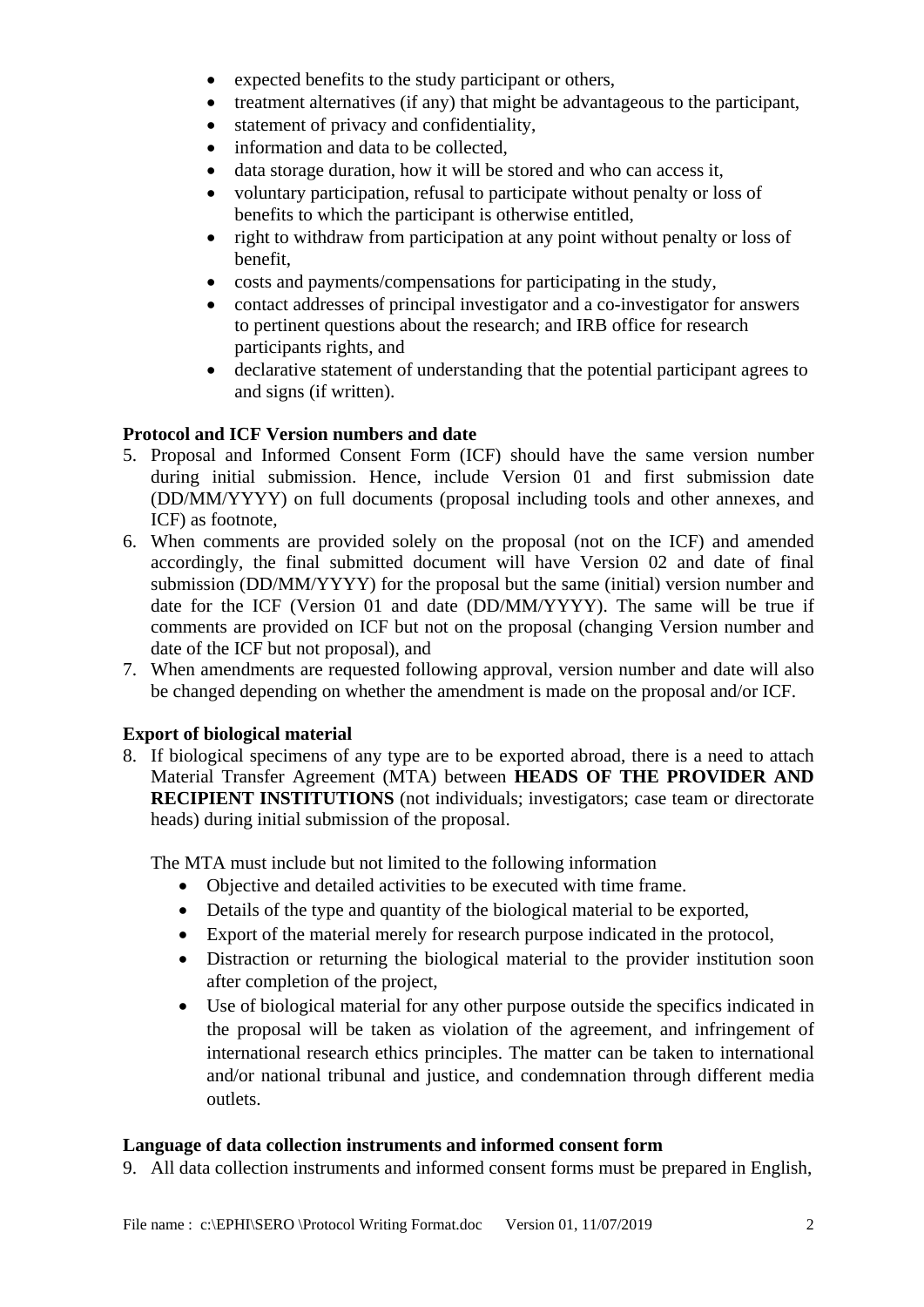- expected benefits to the study participant or others,
- treatment alternatives (if any) that might be advantageous to the participant,
- statement of privacy and confidentiality,
- information and data to be collected,
- data storage duration, how it will be stored and who can access it,
- voluntary participation, refusal to participate without penalty or loss of benefits to which the participant is otherwise entitled,
- right to withdraw from participation at any point without penalty or loss of benefit,
- costs and payments/compensations for participating in the study,
- contact addresses of principal investigator and a co-investigator for answers to pertinent questions about the research; and IRB office for research participants rights, and
- declarative statement of understanding that the potential participant agrees to and signs (if written).

**Protocol and ICF Version numbers and date**

5. Proposal and Informed Consent Form (ICF) should have the same version number during initial submission. Hence, include Version 01 and first submission date (DD/MM/YYYY) on full documents (proposal including tools and other annexes, and ICF) as footnote,
6. When comments are provided solely on the proposal (not on the ICF) and amended accordingly, the final submitted document will have Version 02 and date of final submission (DD/MM/YYYY) for the proposal but the same (initial) version number and date for the ICF (Version 01 and date (DD/MM/YYYY). The same will be true if comments are provided on ICF but not on the proposal (changing Version number and date of the ICF but not proposal), and
7. When amendments are requested following approval, version number and date will also be changed depending on whether the amendment is made on the proposal and/or ICF.

**Export of biological material**

8. If biological specimens of any type are to be exported abroad, there is a need to attach Material Transfer Agreement (MTA) between **HEADS OF THE PROVIDER AND RECIPIENT INSTITUTIONS** (not individuals; investigators; case team or directorate heads) during initial submission of the proposal.

   The MTA must include but not limited to the following information

   - Objective and detailed activities to be executed with time frame.
   - Details of the type and quantity of the biological material to be exported,
   - Export of the material merely for research purpose indicated in the protocol,
   - Distraction or returning the biological material to the provider institution soon after completion of the project,
   - Use of biological material for any other purpose outside the specifics indicated in the proposal will be taken as violation of the agreement, and infringement of international research ethics principles. The matter can be taken to international and/or national tribunal and justice, and condemnation through different media outlets.

**Language of data collection instruments and informed consent form**

9. All data collection instruments and informed consent forms must be prepared in English,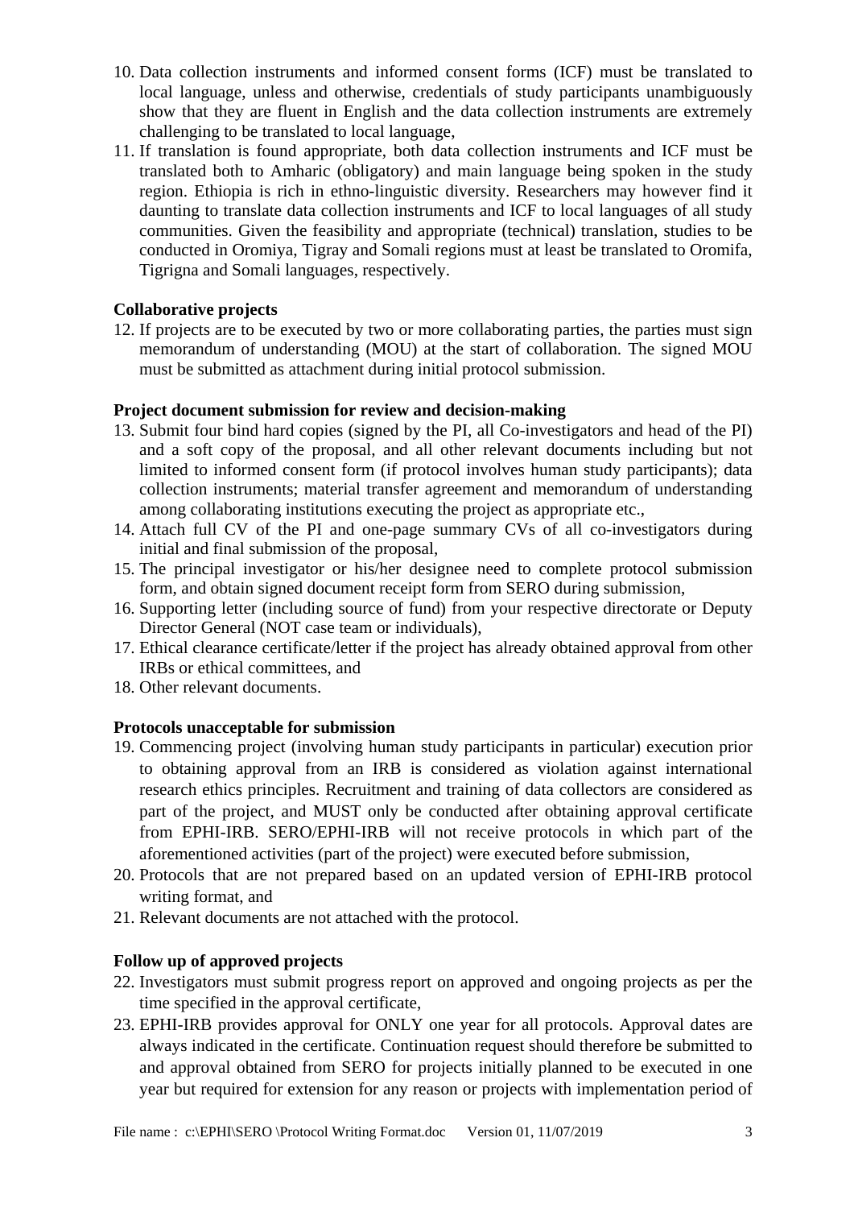10. Data collection instruments and informed consent forms (ICF) must be translated to local language, unless and otherwise, credentials of study participants unambiguously show that they are fluent in English and the data collection instruments are extremely challenging to be translated to local language,
11. If translation is found appropriate, both data collection instruments and ICF must be translated both to Amharic (obligatory) and main language being spoken in the study region. Ethiopia is rich in ethno-linguistic diversity. Researchers may however find it daunting to translate data collection instruments and ICF to local languages of all study communities. Given the feasibility and appropriate (technical) translation, studies to be conducted in Oromiya, Tigray and Somali regions must at least be translated to Oromifa, Tigrigna and Somali languages, respectively.

**Collaborative projects**

12. If projects are to be executed by two or more collaborating parties, the parties must sign memorandum of understanding (MOU) at the start of collaboration. The signed MOU must be submitted as attachment during initial protocol submission.

**Project document submission for review and decision-making**

13. Submit four bind hard copies (signed by the PI, all Co-investigators and head of the PI) and a soft copy of the proposal, and all other relevant documents including but not limited to informed consent form (if protocol involves human study participants); data collection instruments; material transfer agreement and memorandum of understanding among collaborating institutions executing the project as appropriate etc.,
14. Attach full CV of the PI and one-page summary CVs of all co-investigators during initial and final submission of the proposal,
15. The principal investigator or his/her designee need to complete protocol submission form, and obtain signed document receipt form from SERO during submission,
16. Supporting letter (including source of fund) from your respective directorate or Deputy Director General (NOT case team or individuals),
17. Ethical clearance certificate/letter if the project has already obtained approval from other IRBs or ethical committees, and
18. Other relevant documents.

**Protocols unacceptable for submission**

19. Commencing project (involving human study participants in particular) execution prior to obtaining approval from an IRB is considered as violation against international research ethics principles. Recruitment and training of data collectors are considered as part of the project, and MUST only be conducted after obtaining approval certificate from EPHI-IRB. SERO/EPHI-IRB will not receive protocols in which part of the aforementioned activities (part of the project) were executed before submission,
20. Protocols that are not prepared based on an updated version of EPHI-IRB protocol writing format, and
21. Relevant documents are not attached with the protocol.

**Follow up of approved projects**

22. Investigators must submit progress report on approved and ongoing projects as per the time specified in the approval certificate,
23. EPHI-IRB provides approval for ONLY one year for all protocols. Approval dates are always indicated in the certificate. Continuation request should therefore be submitted to and approval obtained from SERO for projects initially planned to be executed in one year but required for extension for any reason or projects with implementation period of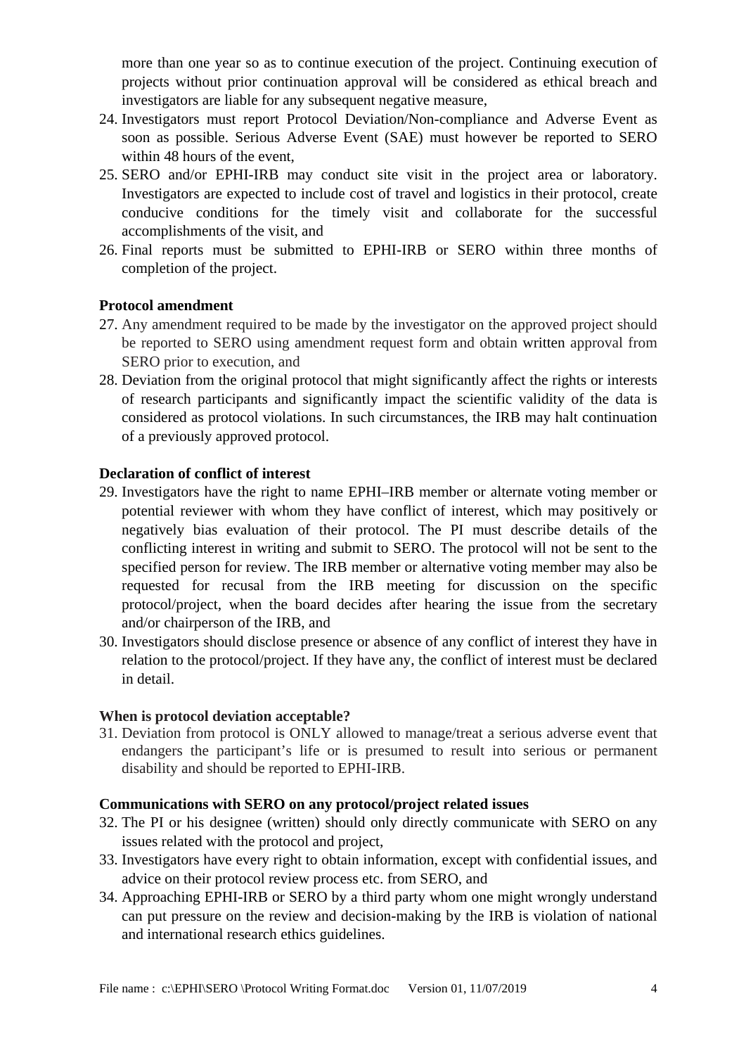more than one year so as to continue execution of the project. Continuing execution of projects without prior continuation approval will be considered as ethical breach and investigators are liable for any subsequent negative measure,

24. Investigators must report Protocol Deviation/Non-compliance and Adverse Event as soon as possible. Serious Adverse Event (SAE) must however be reported to SERO within 48 hours of the event,
25. SERO and/or EPHI-IRB may conduct site visit in the project area or laboratory. Investigators are expected to include cost of travel and logistics in their protocol, create conducive conditions for the timely visit and collaborate for the successful accomplishments of the visit, and
26. Final reports must be submitted to EPHI-IRB or SERO within three months of completion of the project.

**Protocol amendment**

27. Any amendment required to be made by the investigator on the approved project should be reported to SERO using amendment request form and obtain written approval from SERO prior to execution, and
28. Deviation from the original protocol that might significantly affect the rights or interests of research participants and significantly impact the scientific validity of the data is considered as protocol violations. In such circumstances, the IRB may halt continuation of a previously approved protocol.

**Declaration of conflict of interest**

29. Investigators have the right to name EPHI–IRB member or alternate voting member or potential reviewer with whom they have conflict of interest, which may positively or negatively bias evaluation of their protocol. The PI must describe details of the conflicting interest in writing and submit to SERO. The protocol will not be sent to the specified person for review. The IRB member or alternative voting member may also be requested for recusal from the IRB meeting for discussion on the specific protocol/project, when the board decides after hearing the issue from the secretary and/or chairperson of the IRB, and
30. Investigators should disclose presence or absence of any conflict of interest they have in relation to the protocol/project. If they have any, the conflict of interest must be declared in detail.

**When is protocol deviation acceptable?**

31. Deviation from protocol is ONLY allowed to manage/treat a serious adverse event that endangers the participant's life or is presumed to result into serious or permanent disability and should be reported to EPHI-IRB.

**Communications with SERO on any protocol/project related issues**

32. The PI or his designee (written) should only directly communicate with SERO on any issues related with the protocol and project,
33. Investigators have every right to obtain information, except with confidential issues, and advice on their protocol review process etc. from SERO, and
34. Approaching EPHI-IRB or SERO by a third party whom one might wrongly understand can put pressure on the review and decision-making by the IRB is violation of national and international research ethics guidelines.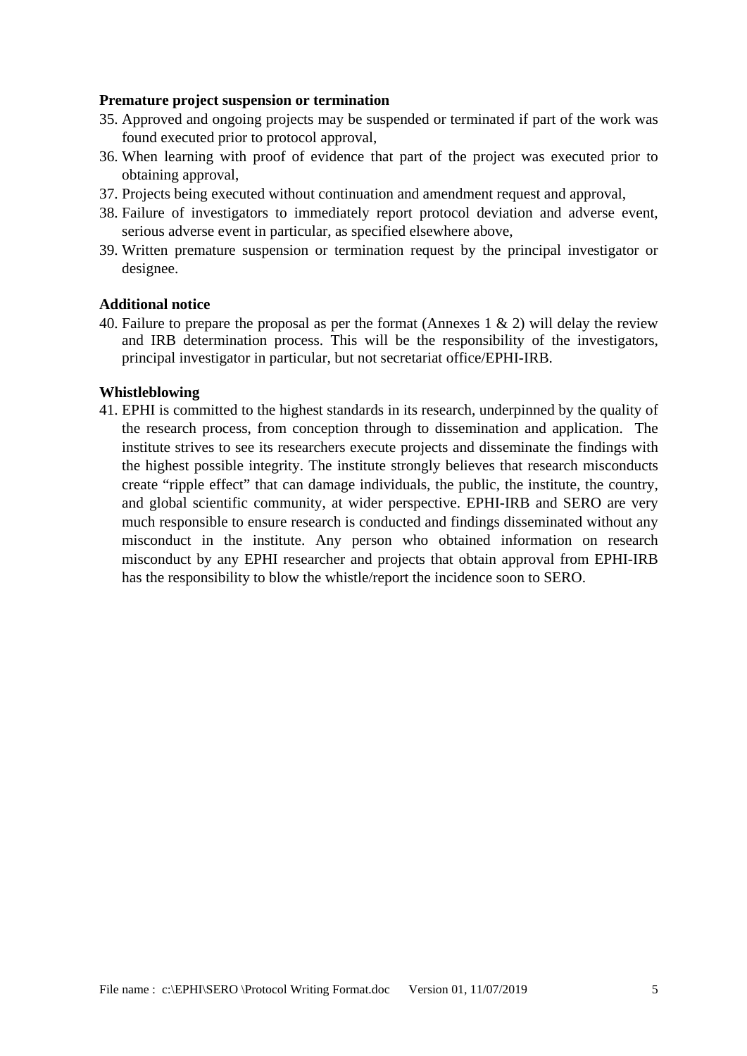**Premature project suspension or termination**

35. Approved and ongoing projects may be suspended or terminated if part of the work was found executed prior to protocol approval,
36. When learning with proof of evidence that part of the project was executed prior to obtaining approval,
37. Projects being executed without continuation and amendment request and approval,
38. Failure of investigators to immediately report protocol deviation and adverse event, serious adverse event in particular, as specified elsewhere above,
39. Written premature suspension or termination request by the principal investigator or designee.

**Additional notice**

40. Failure to prepare the proposal as per the format (Annexes 1 & 2) will delay the review and IRB determination process. This will be the responsibility of the investigators, principal investigator in particular, but not secretariat office/EPHI-IRB.

**Whistleblowing**

41. EPHI is committed to the highest standards in its research, underpinned by the quality of the research process, from conception through to dissemination and application. The institute strives to see its researchers execute projects and disseminate the findings with the highest possible integrity. The institute strongly believes that research misconducts create "ripple effect" that can damage individuals, the public, the institute, the country, and global scientific community, at wider perspective. EPHI-IRB and SERO are very much responsible to ensure research is conducted and findings disseminated without any misconduct in the institute. Any person who obtained information on research misconduct by any EPHI researcher and projects that obtain approval from EPHI-IRB has the responsibility to blow the whistle/report the incidence soon to SERO.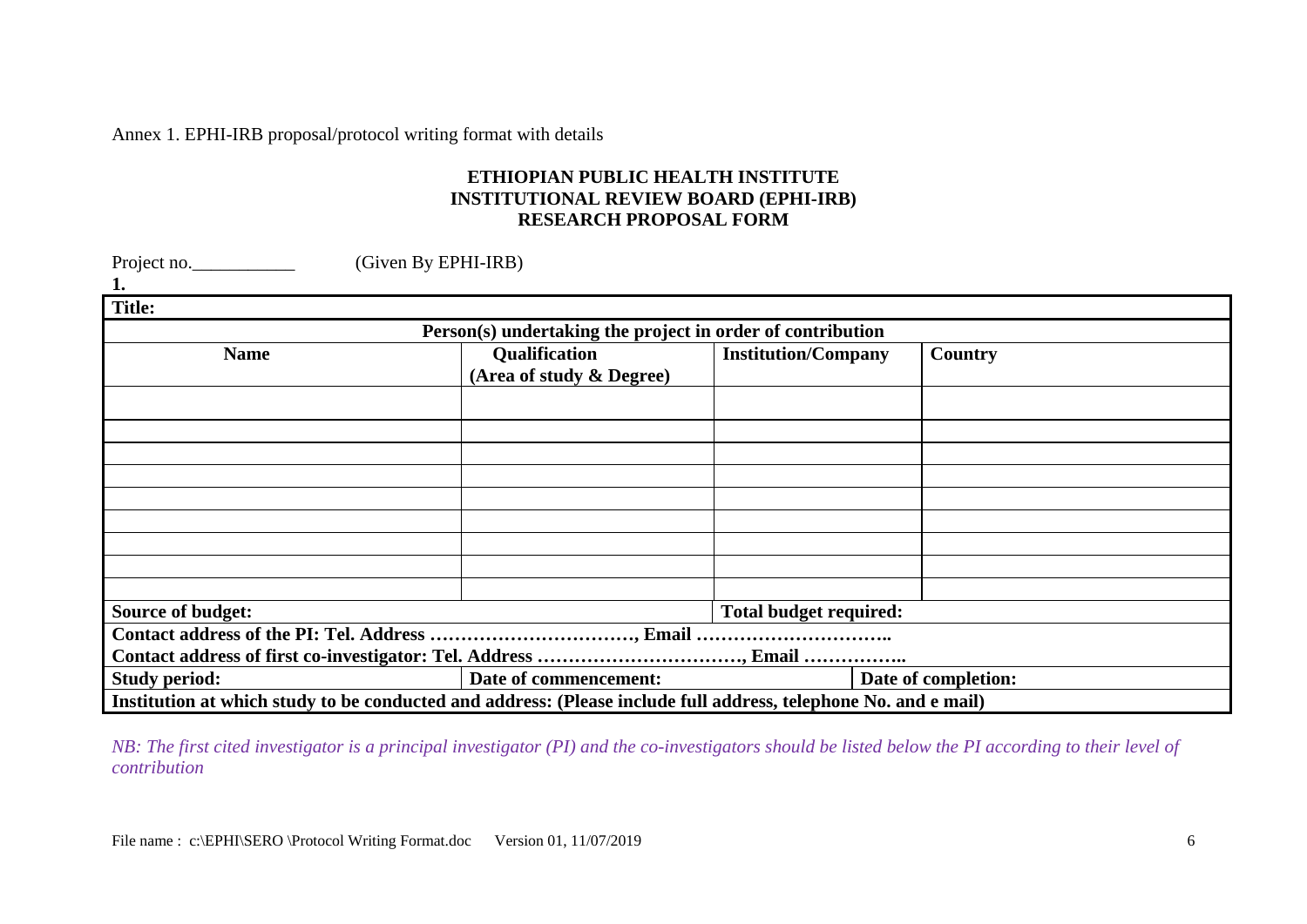Annex 1. EPHI-IRB proposal/protocol writing format with details

**ETHIOPIAN PUBLIC HEALTH INSTITUTE**
**INSTITUTIONAL REVIEW BOARD (EPHI-IRB)**
**RESEARCH PROPOSAL FORM**

Project no.___________ (Given By EPHI-IRB)

**1.**

| **Title:** | | | |
|---|---|---|---|
| **Person(s) undertaking the project in order of contribution** | | | |
| **Name** | **Qualification (Area of study & Degree)** | **Institution/Company** | **Country** |
| | | | |
| | | | |
| | | | |
| | | | |
| | | | |
| | | | |
| | | | |
| | | | |
| | | | |
| **Source of budget:** | | **Total budget required:** | |
| **Contact address of the PI: Tel. Address ……………………………, Email …………………………..** | | | |
| **Contact address of first co-investigator: Tel. Address ……………………………, Email ……………..** | | | |
| **Study period:** | **Date of commencement:** | | **Date of completion:** |
| **Institution at which study to be conducted and address: (Please include full address, telephone No. and e mail)** | | | |

*NB: The first cited investigator is a principal investigator (PI) and the co-investigators should be listed below the PI according to their level of contribution*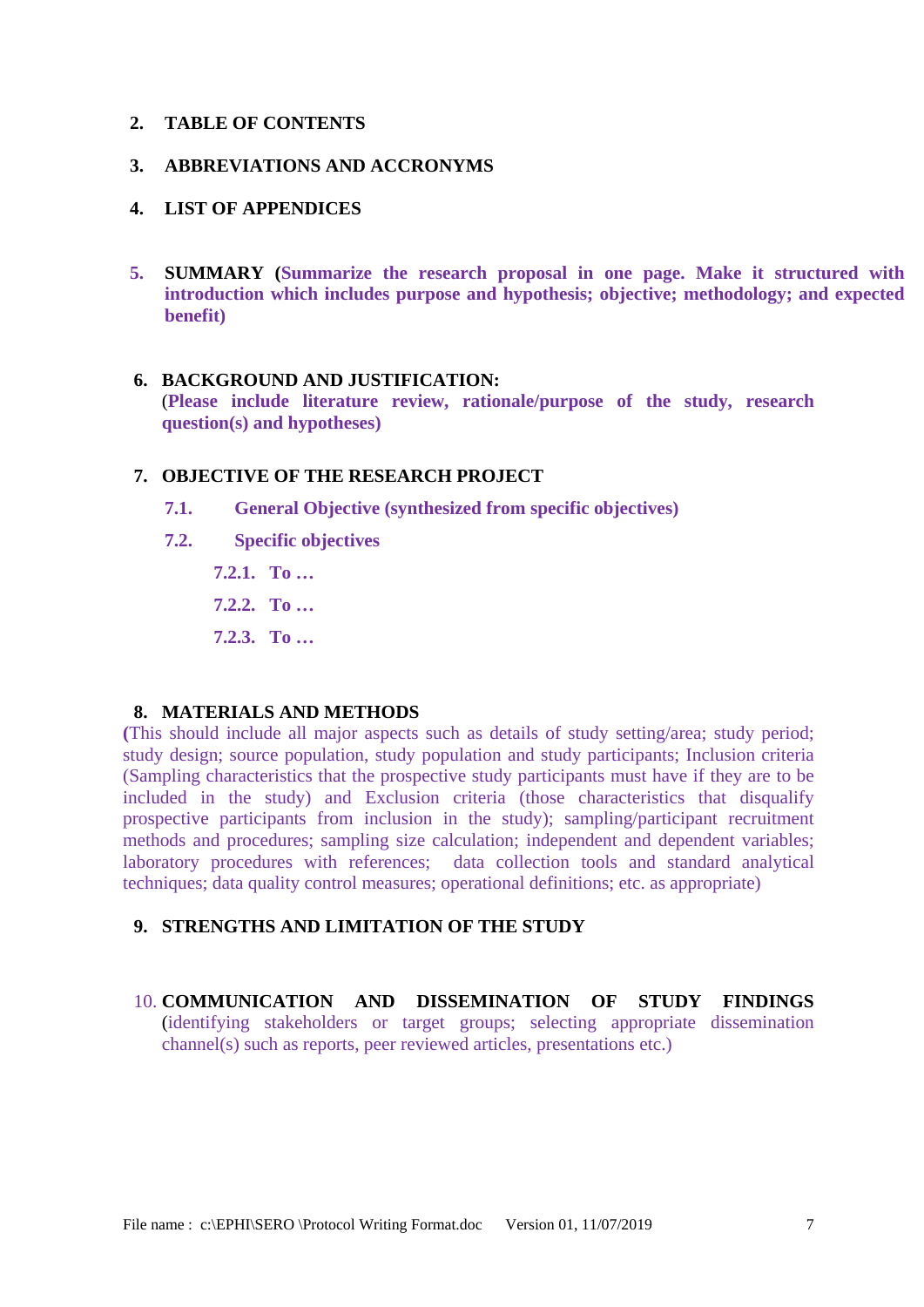## 2. TABLE OF CONTENTS

## 3. ABBREVIATIONS AND ACCRONYMS

## 4. LIST OF APPENDICES

## 5. SUMMARY (**Summarize the research proposal in one page. Make it structured with introduction which includes purpose and hypothesis; objective; methodology; and expected benefit)**

## 6. BACKGROUND AND JUSTIFICATION:

(**Please include literature review, rationale/purpose of the study, research question(s) and hypotheses)**

## 7. OBJECTIVE OF THE RESEARCH PROJECT

### 7.1. General Objective (synthesized from specific objectives)

### 7.2. Specific objectives

**7.2.1. To …**

**7.2.2. To …**

**7.2.3. To …**

## 8. MATERIALS AND METHODS

**(**This should include all major aspects such as details of study setting/area; study period; study design; source population, study population and study participants; Inclusion criteria (Sampling characteristics that the prospective study participants must have if they are to be included in the study) and Exclusion criteria (those characteristics that disqualify prospective participants from inclusion in the study); sampling/participant recruitment methods and procedures; sampling size calculation; independent and dependent variables; laboratory procedures with references; data collection tools and standard analytical techniques; data quality control measures; operational definitions; etc. as appropriate)

## 9. STRENGTHS AND LIMITATION OF THE STUDY

## 10. COMMUNICATION AND DISSEMINATION OF STUDY FINDINGS

(identifying stakeholders or target groups; selecting appropriate dissemination channel(s) such as reports, peer reviewed articles, presentations etc.)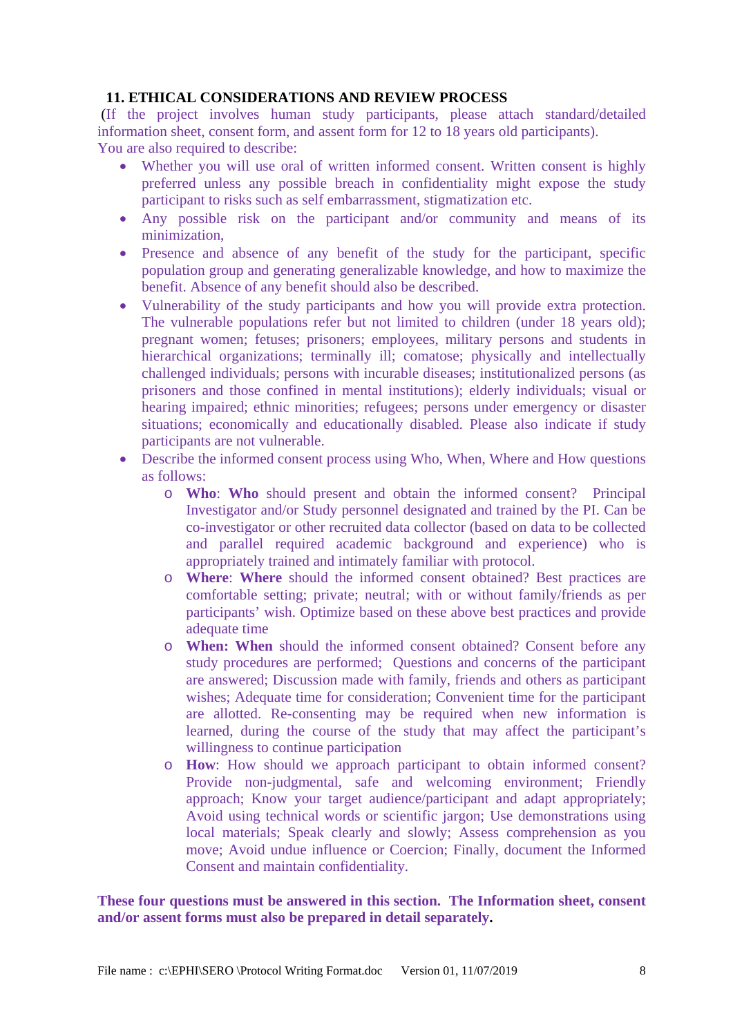## 11. ETHICAL CONSIDERATIONS AND REVIEW PROCESS

(If the project involves human study participants, please attach standard/detailed information sheet, consent form, and assent form for 12 to 18 years old participants).

You are also required to describe:

- Whether you will use oral of written informed consent. Written consent is highly preferred unless any possible breach in confidentiality might expose the study participant to risks such as self embarrassment, stigmatization etc.
- Any possible risk on the participant and/or community and means of its minimization,
- Presence and absence of any benefit of the study for the participant, specific population group and generating generalizable knowledge, and how to maximize the benefit. Absence of any benefit should also be described.
- Vulnerability of the study participants and how you will provide extra protection. The vulnerable populations refer but not limited to children (under 18 years old); pregnant women; fetuses; prisoners; employees, military persons and students in hierarchical organizations; terminally ill; comatose; physically and intellectually challenged individuals; persons with incurable diseases; institutionalized persons (as prisoners and those confined in mental institutions); elderly individuals; visual or hearing impaired; ethnic minorities; refugees; persons under emergency or disaster situations; economically and educationally disabled. Please also indicate if study participants are not vulnerable.
- Describe the informed consent process using Who, When, Where and How questions as follows:
  - **Who**: **Who** should present and obtain the informed consent? Principal Investigator and/or Study personnel designated and trained by the PI. Can be co-investigator or other recruited data collector (based on data to be collected and parallel required academic background and experience) who is appropriately trained and intimately familiar with protocol.
  - **Where**: **Where** should the informed consent obtained? Best practices are comfortable setting; private; neutral; with or without family/friends as per participants' wish. Optimize based on these above best practices and provide adequate time
  - **When: When** should the informed consent obtained? Consent before any study procedures are performed; Questions and concerns of the participant are answered; Discussion made with family, friends and others as participant wishes; Adequate time for consideration; Convenient time for the participant are allotted. Re-consenting may be required when new information is learned, during the course of the study that may affect the participant's willingness to continue participation
  - **How**: How should we approach participant to obtain informed consent? Provide non-judgmental, safe and welcoming environment; Friendly approach; Know your target audience/participant and adapt appropriately; Avoid using technical words or scientific jargon; Use demonstrations using local materials; Speak clearly and slowly; Assess comprehension as you move; Avoid undue influence or Coercion; Finally, document the Informed Consent and maintain confidentiality.

**These four questions must be answered in this section. The Information sheet, consent and/or assent forms must also be prepared in detail separately.**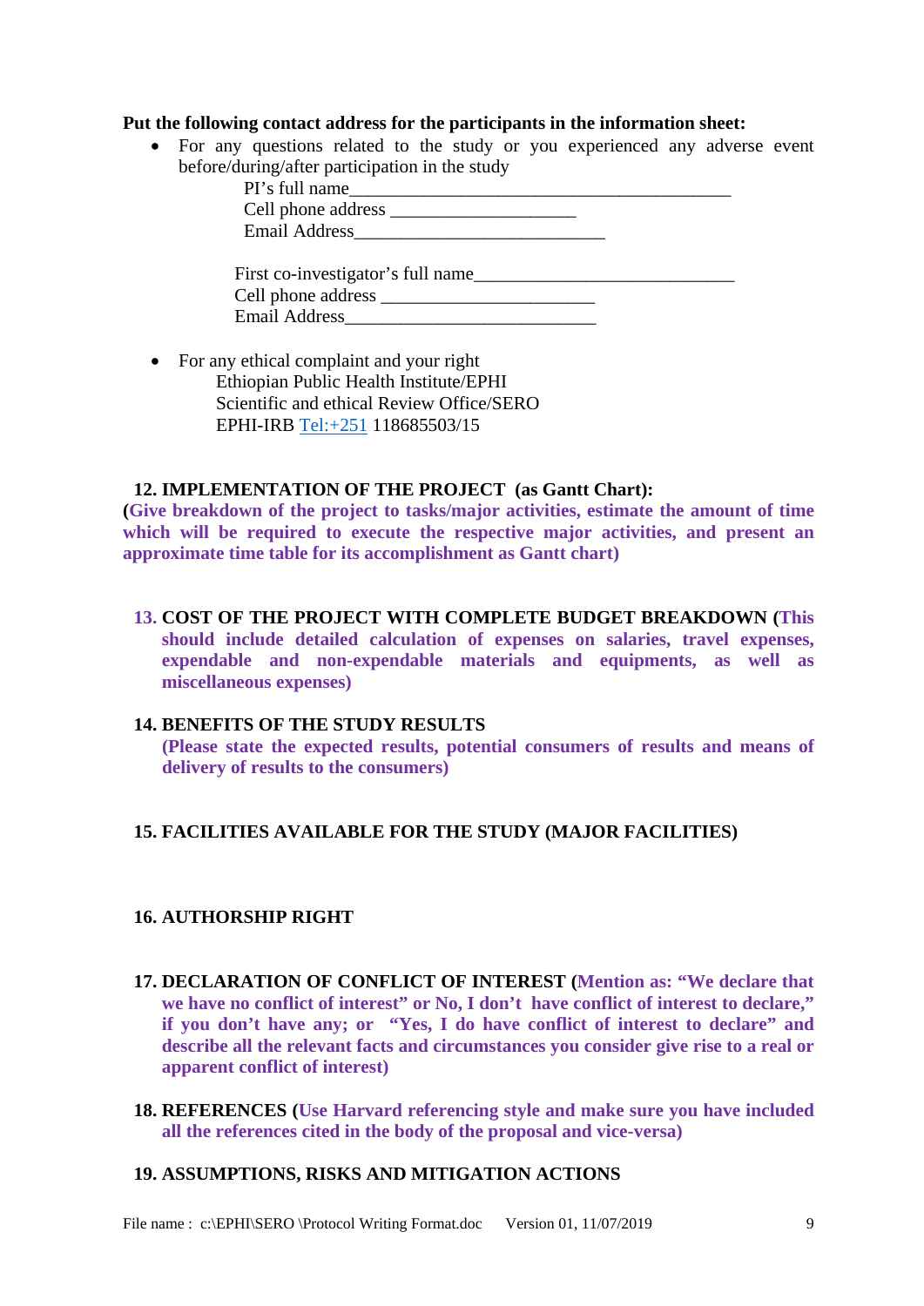**Put the following contact address for the participants in the information sheet:**

- For any questions related to the study or you experienced any adverse event before/during/after participation in the study

  PI's full name____________________________________________

  Cell phone address ____________________

  Email Address___________________________

  First co-investigator's full name____________________________

  Cell phone address _______________________

  Email Address___________________________

- For any ethical complaint and your right

  Ethiopian Public Health Institute/EPHI

  Scientific and ethical Review Office/SERO

  EPHI-IRB Tel:+251 118685503/15

## 12. IMPLEMENTATION OF THE PROJECT (as Gantt Chart):

**(Give breakdown of the project to tasks/major activities, estimate the amount of time which will be required to execute the respective major activities, and present an approximate time table for its accomplishment as Gantt chart)**

## 13. COST OF THE PROJECT WITH COMPLETE BUDGET BREAKDOWN (This should include detailed calculation of expenses on salaries, travel expenses, expendable and non-expendable materials and equipments, as well as miscellaneous expenses)

## 14. BENEFITS OF THE STUDY RESULTS

**(Please state the expected results, potential consumers of results and means of delivery of results to the consumers)**

## 15. FACILITIES AVAILABLE FOR THE STUDY (MAJOR FACILITIES)

## 16. AUTHORSHIP RIGHT

## 17. DECLARATION OF CONFLICT OF INTEREST (Mention as: "We declare that we have no conflict of interest" or No, I don't have conflict of interest to declare," if you don't have any; or "Yes, I do have conflict of interest to declare" and describe all the relevant facts and circumstances you consider give rise to a real or apparent conflict of interest)

## 18. REFERENCES (Use Harvard referencing style and make sure you have included all the references cited in the body of the proposal and vice-versa)

## 19. ASSUMPTIONS, RISKS AND MITIGATION ACTIONS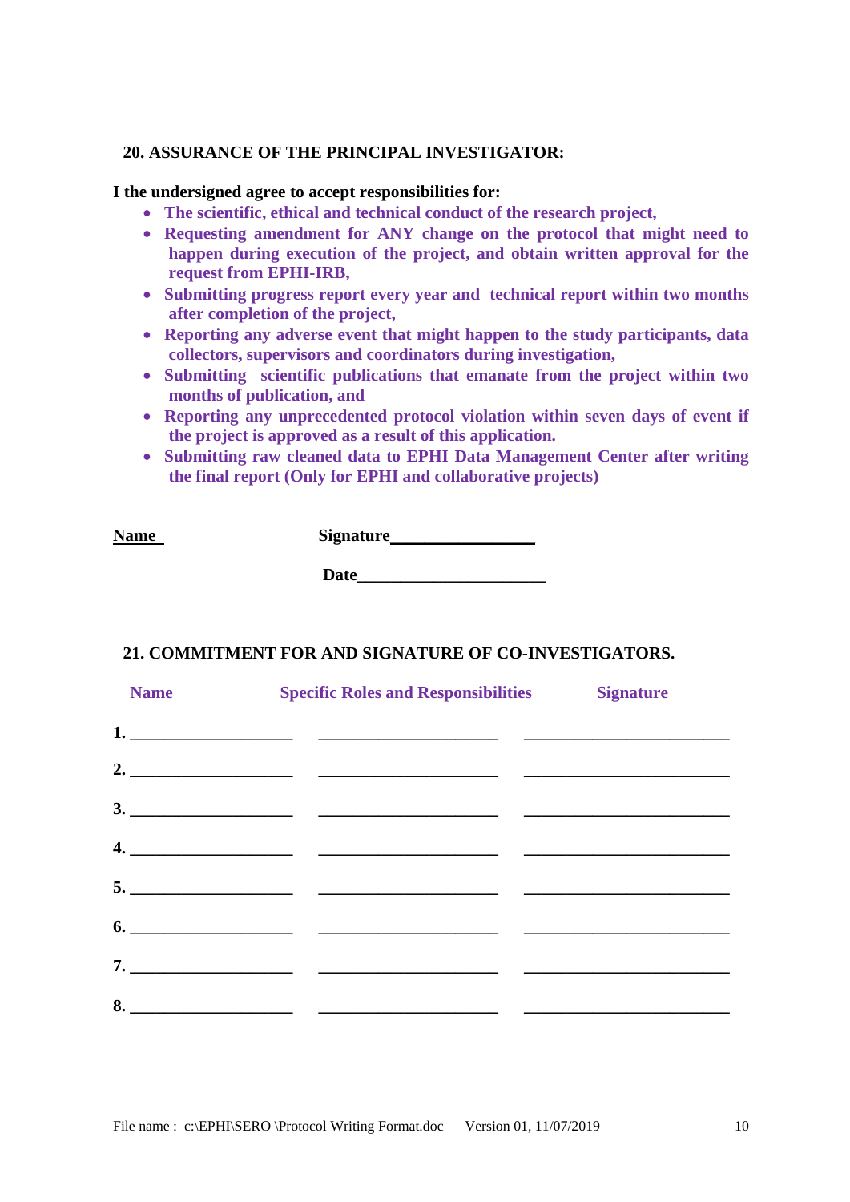## 20. ASSURANCE OF THE PRINCIPAL INVESTIGATOR:

**I the undersigned agree to accept responsibilities for:**

- **The scientific, ethical and technical conduct of the research project,**
- **Requesting amendment for ANY change on the protocol that might need to happen during execution of the project, and obtain written approval for the request from EPHI-IRB,**
- **Submitting progress report every year and technical report within two months after completion of the project,**
- **Reporting any adverse event that might happen to the study participants, data collectors, supervisors and coordinators during investigation,**
- **Submitting scientific publications that emanate from the project within two months of publication, and**
- **Reporting any unprecedented protocol violation within seven days of event if the project is approved as a result of this application.**
- **Submitting raw cleaned data to EPHI Data Management Center after writing the final report (Only for EPHI and collaborative projects)**

**Name** **Signature**________________

**Date**______________________

## 21. COMMITMENT FOR AND SIGNATURE OF CO-INVESTIGATORS.

| Name | Specific Roles and Responsibilities | Signature |
|---|---|---|
| 1. ___________________ | _____________________ | ________________________ |
| 2. ___________________ | _____________________ | ________________________ |
| 3. ___________________ | _____________________ | ________________________ |
| 4. ___________________ | _____________________ | ________________________ |
| 5. ___________________ | _____________________ | ________________________ |
| 6. ___________________ | _____________________ | ________________________ |
| 7. ___________________ | _____________________ | ________________________ |
| 8. ___________________ | _____________________ | ________________________ |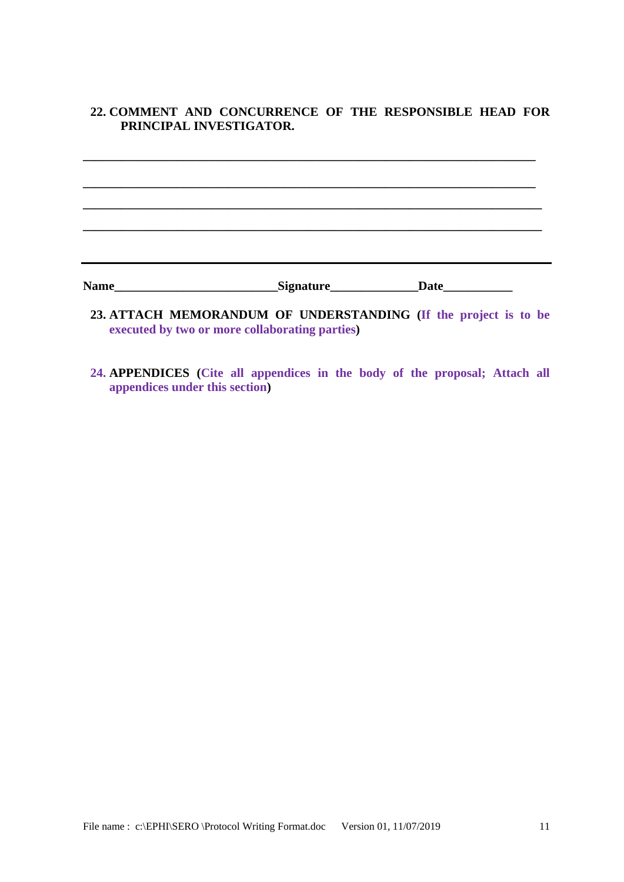**22. COMMENT AND CONCURRENCE OF THE RESPONSIBLE HEAD FOR PRINCIPAL INVESTIGATOR.**

_______________________________________________________________________________

_______________________________________________________________________________

_______________________________________________________________________________

_______________________________________________________________________________

---

**Name**__________________________**Signature**______________**Date**___________

**23. ATTACH MEMORANDUM OF UNDERSTANDING (If the project is to be executed by two or more collaborating parties)**

**24. APPENDICES (Cite all appendices in the body of the proposal; Attach all appendices under this section)**

File name : c:\EPHI\SERO \Protocol Writing Format.doc Version 01, 11/07/2019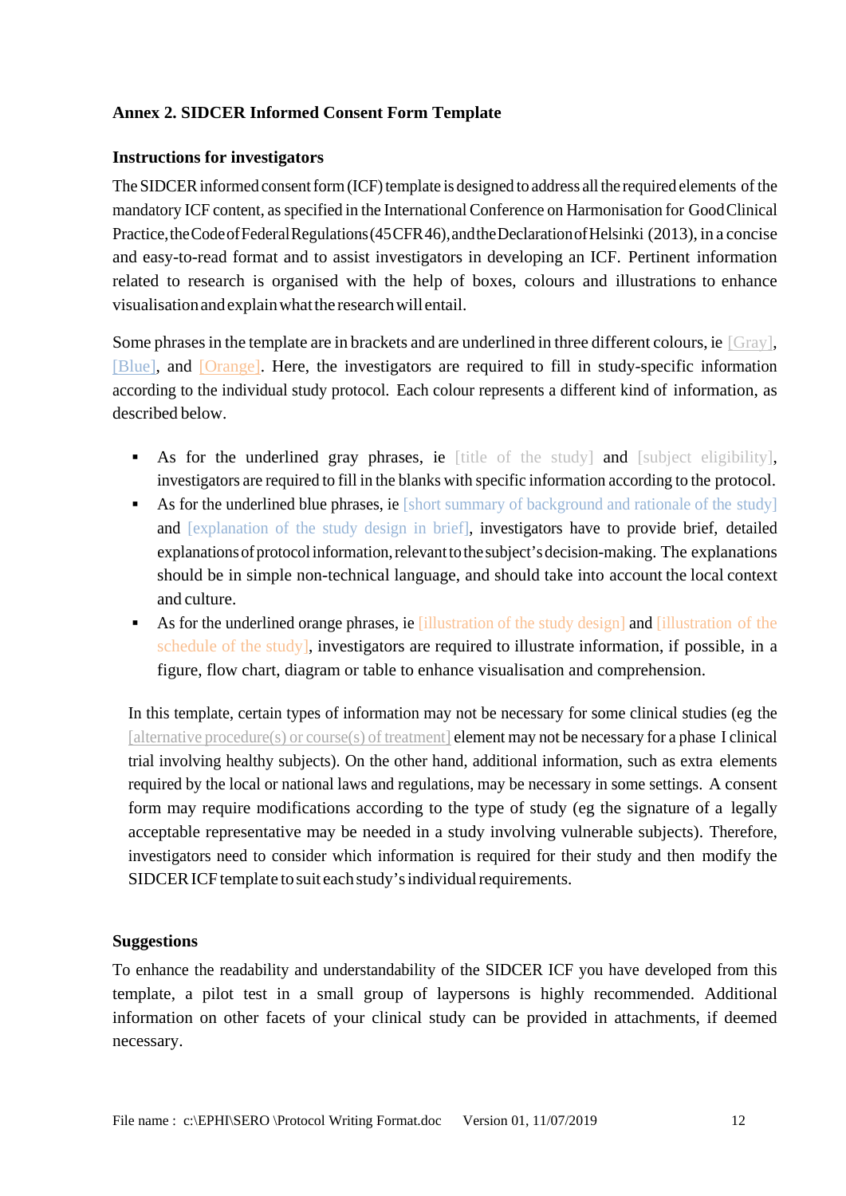**Annex 2. SIDCER Informed Consent Form Template**

**Instructions for investigators**

The SIDCER informed consent form (ICF) template is designed to address all the required elements of the mandatory ICF content, as specified in the International Conference on Harmonisation for Good Clinical Practice, the Code of Federal Regulations (45 CFR 46), and the Declaration of Helsinki (2013), in a concise and easy-to-read format and to assist investigators in developing an ICF. Pertinent information related to research is organised with the help of boxes, colours and illustrations to enhance visualisation and explain what the research will entail.

Some phrases in the template are in brackets and are underlined in three different colours, ie [Gray], [Blue], and [Orange]. Here, the investigators are required to fill in study-specific information according to the individual study protocol. Each colour represents a different kind of information, as described below.

- As for the underlined gray phrases, ie [title of the study] and [subject eligibility], investigators are required to fill in the blanks with specific information according to the protocol.
- As for the underlined blue phrases, ie [short summary of background and rationale of the study] and [explanation of the study design in brief], investigators have to provide brief, detailed explanations of protocol information, relevant to the subject's decision-making. The explanations should be in simple non-technical language, and should take into account the local context and culture.
- As for the underlined orange phrases, ie [illustration of the study design] and [illustration of the schedule of the study], investigators are required to illustrate information, if possible, in a figure, flow chart, diagram or table to enhance visualisation and comprehension.

In this template, certain types of information may not be necessary for some clinical studies (eg the [alternative procedure(s) or course(s) of treatment] element may not be necessary for a phase I clinical trial involving healthy subjects). On the other hand, additional information, such as extra elements required by the local or national laws and regulations, may be necessary in some settings. A consent form may require modifications according to the type of study (eg the signature of a legally acceptable representative may be needed in a study involving vulnerable subjects). Therefore, investigators need to consider which information is required for their study and then modify the SIDCER ICF template to suit each study's individual requirements.

**Suggestions**

To enhance the readability and understandability of the SIDCER ICF you have developed from this template, a pilot test in a small group of laypersons is highly recommended. Additional information on other facets of your clinical study can be provided in attachments, if deemed necessary.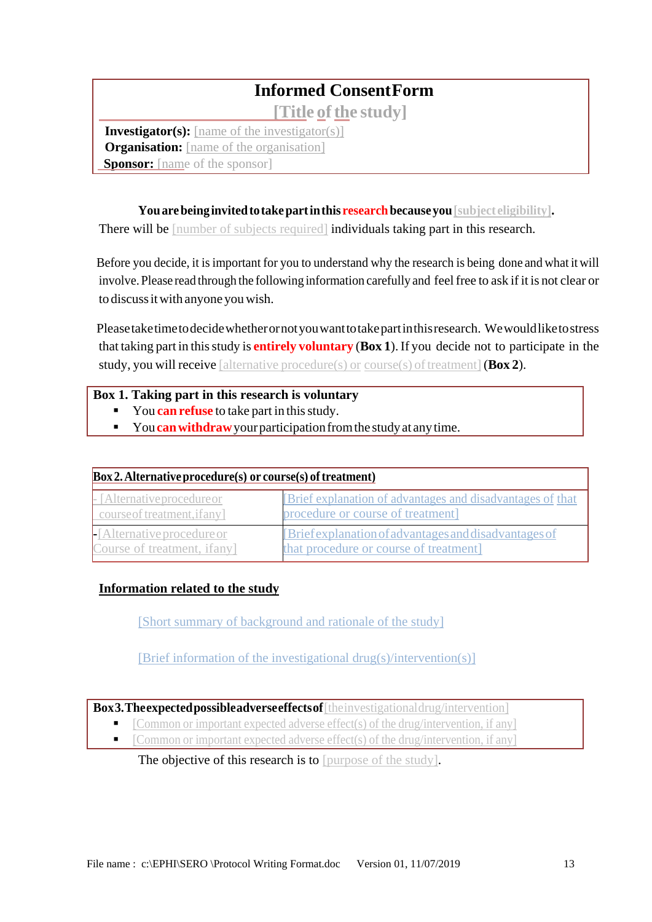# Informed Consent Form

## [Title of the study]

**Investigator(s):** [name of the investigator(s)]
**Organisation:** [name of the organisation]
**Sponsor:** [name of the sponsor]

**You are being invited to take part in this research because you** [subject eligibility]**.**
There will be [number of subjects required] individuals taking part in this research.

Before you decide, it is important for you to understand why the research is being done and what it will involve. Please read through the following information carefully and feel free to ask if it is not clear or to discuss it with anyone you wish.

Please take time to decide whether or not you want to take part in this research. We would like to stress that taking part in this study is **entirely voluntary** (**Box 1**). If you decide not to participate in the study, you will receive [alternative procedure(s) or course(s) of treatment] (**Box 2**).

**Box 1. Taking part in this research is voluntary**

- You **can refuse** to take part in this study.
- You **can withdraw** your participation from the study at any time.

| **Box 2. Alternative procedure(s) or course(s) of treatment)** | |
|---|---|
| - [Alternative procedure or course of treatment, if any] | [Brief explanation of advantages and disadvantages of that procedure or course of treatment] |
| -[Alternative procedure or Course of treatment, if any] | [Brief explanation of advantages and disadvantages of that procedure or course of treatment] |

**Information related to the study**

[Short summary of background and rationale of the study]

[Brief information of the investigational drug(s)/intervention(s)]

**Box 3. The expected possible adverse effects of** [the investigational drug/intervention]

- [Common or important expected adverse effect(s) of the drug/intervention, if any]
- [Common or important expected adverse effect(s) of the drug/intervention, if any]

The objective of this research is to [purpose of the study].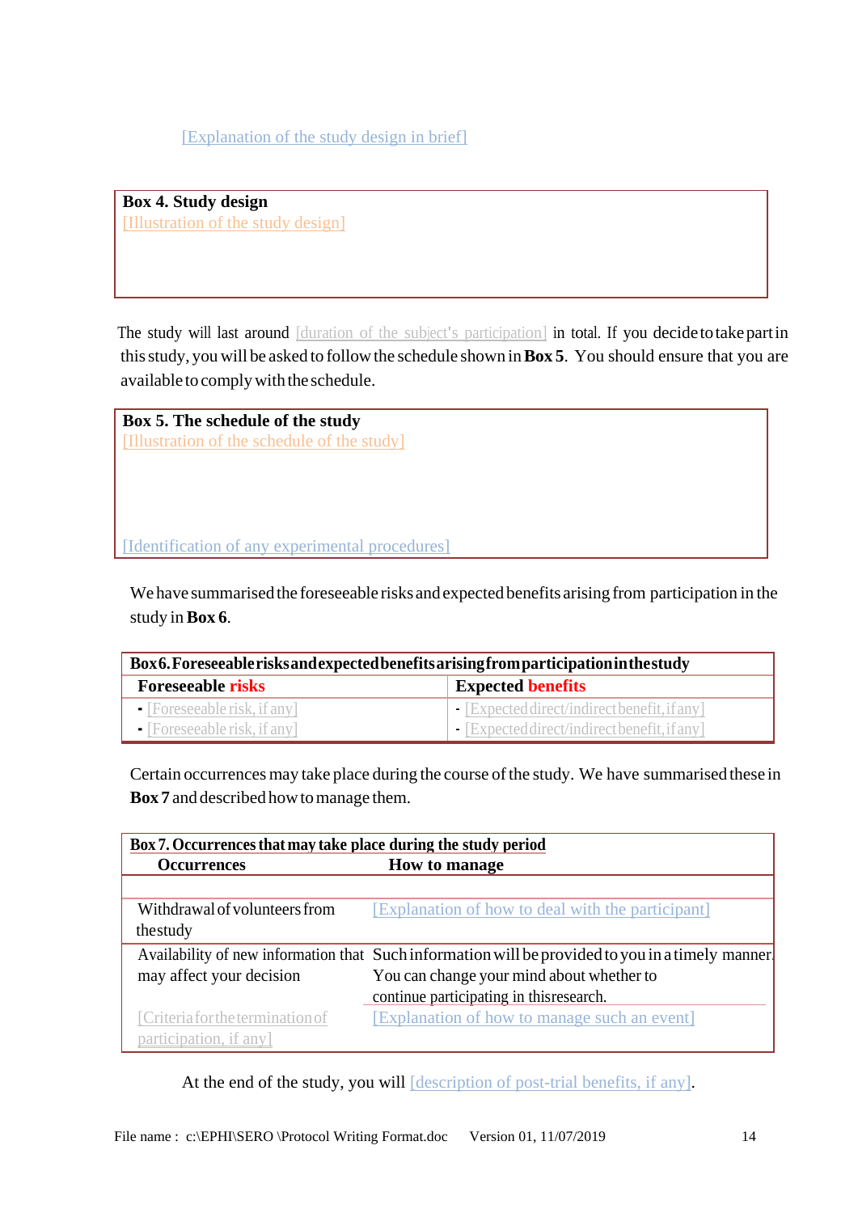[Explanation of the study design in brief]

| **Box 4. Study design** |
|---|
| [Illustration of the study design] |

The study will last around [duration of the subject's participation] in total. If you decide to take part in this study, you will be asked to follow the schedule shown in **Box 5**. You should ensure that you are available to comply with the schedule.

| **Box 5. The schedule of the study** |
|---|
| [Illustration of the schedule of the study] |
| [Identification of any experimental procedures] |

We have summarised the foreseeable risks and expected benefits arising from participation in the study in **Box 6**.

| **Box 6. Foreseeable risks and expected benefits arising from participation in the study** | |
|---|---|
| **Foreseeable risks** | **Expected benefits** |
| - [Foreseeable risk, if any] | - [Expected direct/indirect benefit, if any] |
| - [Foreseeable risk, if any] | - [Expected direct/indirect benefit, if any] |

Certain occurrences may take place during the course of the study. We have summarised these in **Box 7** and described how to manage them.

| **Box 7. Occurrences that may take place during the study period** | |
|---|---|
| **Occurrences** | **How to manage** |
| | |
| Withdrawal of volunteers from the study | [Explanation of how to deal with the participant] |
| Availability of new information that may affect your decision | Such information will be provided to you in a timely manner. You can change your mind about whether to continue participating in this research. |
| [Criteria for the termination of participation, if any] | [Explanation of how to manage such an event] |

At the end of the study, you will [description of post-trial benefits, if any].

File name : c:\EPHI\SERO \Protocol Writing Format.doc Version 01, 11/07/2019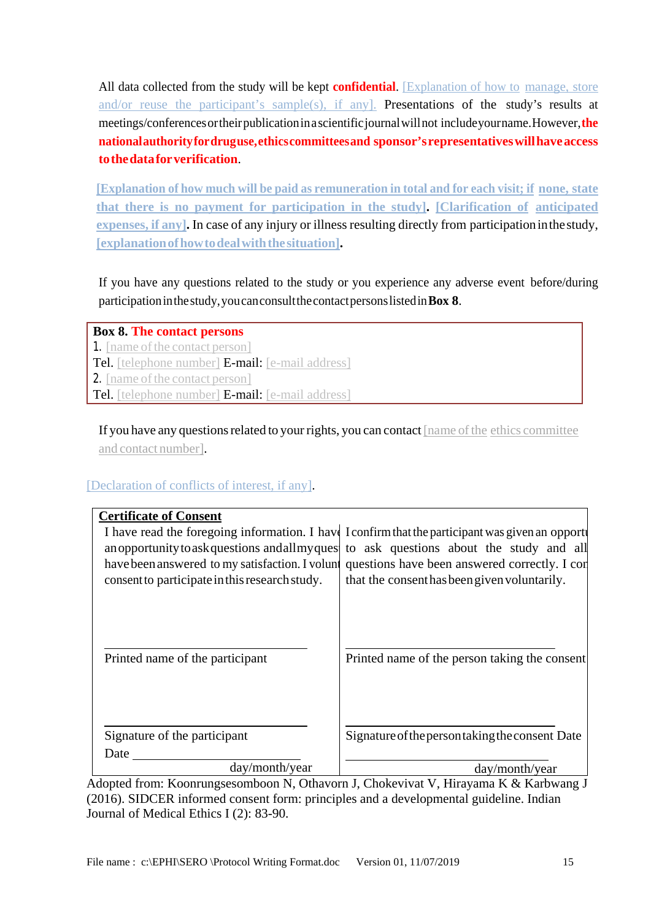All data collected from the study will be kept **confidential**. [Explanation of how to manage, store and/or reuse the participant's sample(s), if any]. Presentations of the study's results at meetings/conferences or their publication in a scientific journal will not include your name. However, **the national authority for drug use, ethics committees and sponsor's representatives will have access to the data for verification**.

**[Explanation of how much will be paid as remuneration in total and for each visit; if none, state that there is no payment for participation in the study]. [Clarification of anticipated expenses, if any]**. In case of any injury or illness resulting directly from participation in the study, **[explanation of how to deal with the situation]**.

If you have any questions related to the study or you experience any adverse event before/during participation in the study, you can consult the contact persons listed in **Box 8**.

| |
|---|
| **Box 8. The contact persons** |
| 1. [name of the contact person] |
| Tel. [telephone number] E-mail: [e-mail address] |
| 2. [name of the contact person] |
| Tel. [telephone number] E-mail: [e-mail address] |

If you have any questions related to your rights, you can contact [name of the ethics committee and contact number].

[Declaration of conflicts of interest, if any].

**Certificate of Consent**

| | |
|---|---|
| I have read the foregoing information. I have had an opportunity to ask questions and all my questions have been answered to my satisfaction. I voluntarily consent to participate in this research study. | I confirm that the participant was given an opportunity to ask questions about the study and all questions have been answered correctly. I confirm that the consent has been given voluntarily. |
| ______________________ | ______________________ |
| Printed name of the participant | Printed name of the person taking the consent |
| ______________________ | ______________________ |
| Signature of the participant | Signature of the person taking the consent Date |
| Date ______________________ day/month/year | ______________________ day/month/year |

Adopted from: Koonrungsesomboon N, Othavorn J, Chokevivat V, Hirayama K & Karbwang J (2016). SIDCER informed consent form: principles and a developmental guideline. Indian Journal of Medical Ethics I (2): 83-90.

File name : c:\EPHI\SERO \Protocol Writing Format.doc Version 01, 11/07/2019